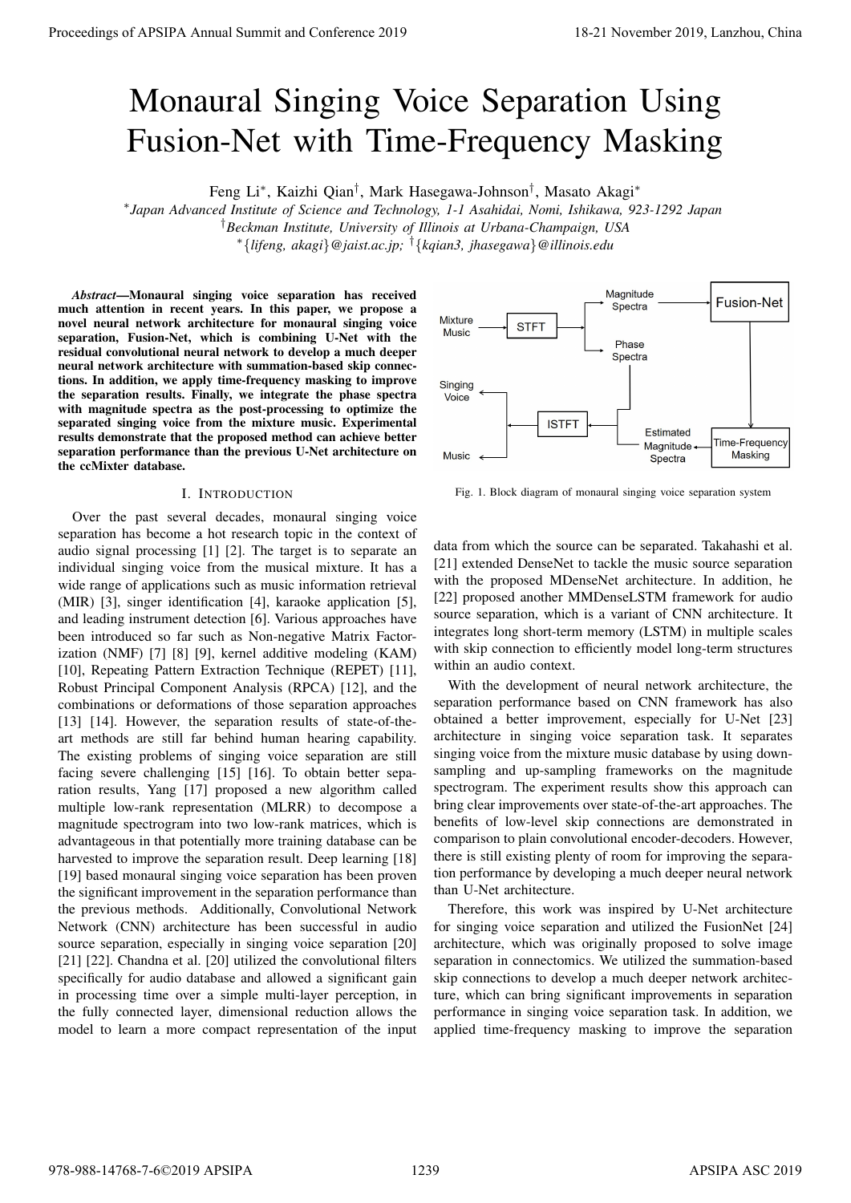# Monaural Singing Voice Separation Using Fusion-Net with Time-Frequency Masking

Feng Li*, Kaizhi Qian†, Mark Hasegawa-Johnson†, Masato Akagi*

*Japan Advanced Institute of Science and Technology, 1-1 Asahidai, Nomi, Ishikawa, 923-1292 Japan
†Beckman Institute, University of Illinois at Urbana-Champaign, USA
*{lifeng, akagi}@jaist.ac.jp; †{kqian3, jhasegawa}@illinois.edu

***Abstract*—Monaural singing voice separation has received much attention in recent years. In this paper, we propose a novel neural network architecture for monaural singing voice separation, Fusion-Net, which is combining U-Net with the residual convolutional neural network to develop a much deeper neural network architecture with summation-based skip connections. In addition, we apply time-frequency masking to improve the separation results. Finally, we integrate the phase spectra with magnitude spectra as the post-processing to optimize the separated singing voice from the mixture music. Experimental results demonstrate that the proposed method can achieve better separation performance than the previous U-Net architecture on the ccMixter database.**

## I. Introduction

Over the past several decades, monaural singing voice separation has become a hot research topic in the context of audio signal processing [1] [2]. The target is to separate an individual singing voice from the musical mixture. It has a wide range of applications such as music information retrieval (MIR) [3], singer identification [4], karaoke application [5], and leading instrument detection [6]. Various approaches have been introduced so far such as Non-negative Matrix Factorization (NMF) [7] [8] [9], kernel additive modeling (KAM) [10], Repeating Pattern Extraction Technique (REPET) [11], Robust Principal Component Analysis (RPCA) [12], and the combinations or deformations of those separation approaches [13] [14]. However, the separation results of state-of-the-art methods are still far behind human hearing capability. The existing problems of singing voice separation are still facing severe challenging [15] [16]. To obtain better separation results, Yang [17] proposed a new algorithm called multiple low-rank representation (MLRR) to decompose a magnitude spectrogram into two low-rank matrices, which is advantageous in that potentially more training database can be harvested to improve the separation result. Deep learning [18] [19] based monaural singing voice separation has been proven the significant improvement in the separation performance than the previous methods. Additionally, Convolutional Network Network (CNN) architecture has been successful in audio source separation, especially in singing voice separation [20] [21] [22]. Chandna et al. [20] utilized the convolutional filters specifically for audio database and allowed a significant gain in processing time over a simple multi-layer perception, in the fully connected layer, dimensional reduction allows the model to learn a more compact representation of the input data from which the source can be separated. Takahashi et al. [21] extended DenseNet to tackle the music source separation with the proposed MDenseNet architecture. In addition, he [22] proposed another MMDenseLSTM framework for audio source separation, which is a variant of CNN architecture. It integrates long short-term memory (LSTM) in multiple scales with skip connection to efficiently model long-term structures within an audio context.

With the development of neural network architecture, the separation performance based on CNN framework has also obtained a better improvement, especially for U-Net [23] architecture in singing voice separation task. It separates singing voice from the mixture music database by using down-sampling and up-sampling frameworks on the magnitude spectrogram. The experiment results show this approach can bring clear improvements over state-of-the-art approaches. The benefits of low-level skip connections are demonstrated in comparison to plain convolutional encoder-decoders. However, there is still existing plenty of room for improving the separation performance by developing a much deeper neural network than U-Net architecture.

Therefore, this work was inspired by U-Net architecture for singing voice separation and utilized the FusionNet [24] architecture, which was originally proposed to solve image separation in connectomics. We utilized the summation-based skip connections to develop a much deeper network architecture, which can bring significant improvements in separation performance in singing voice separation task. In addition, we applied time-frequency masking to improve the separation

Fig. 1. Block diagram of monaural singing voice separation system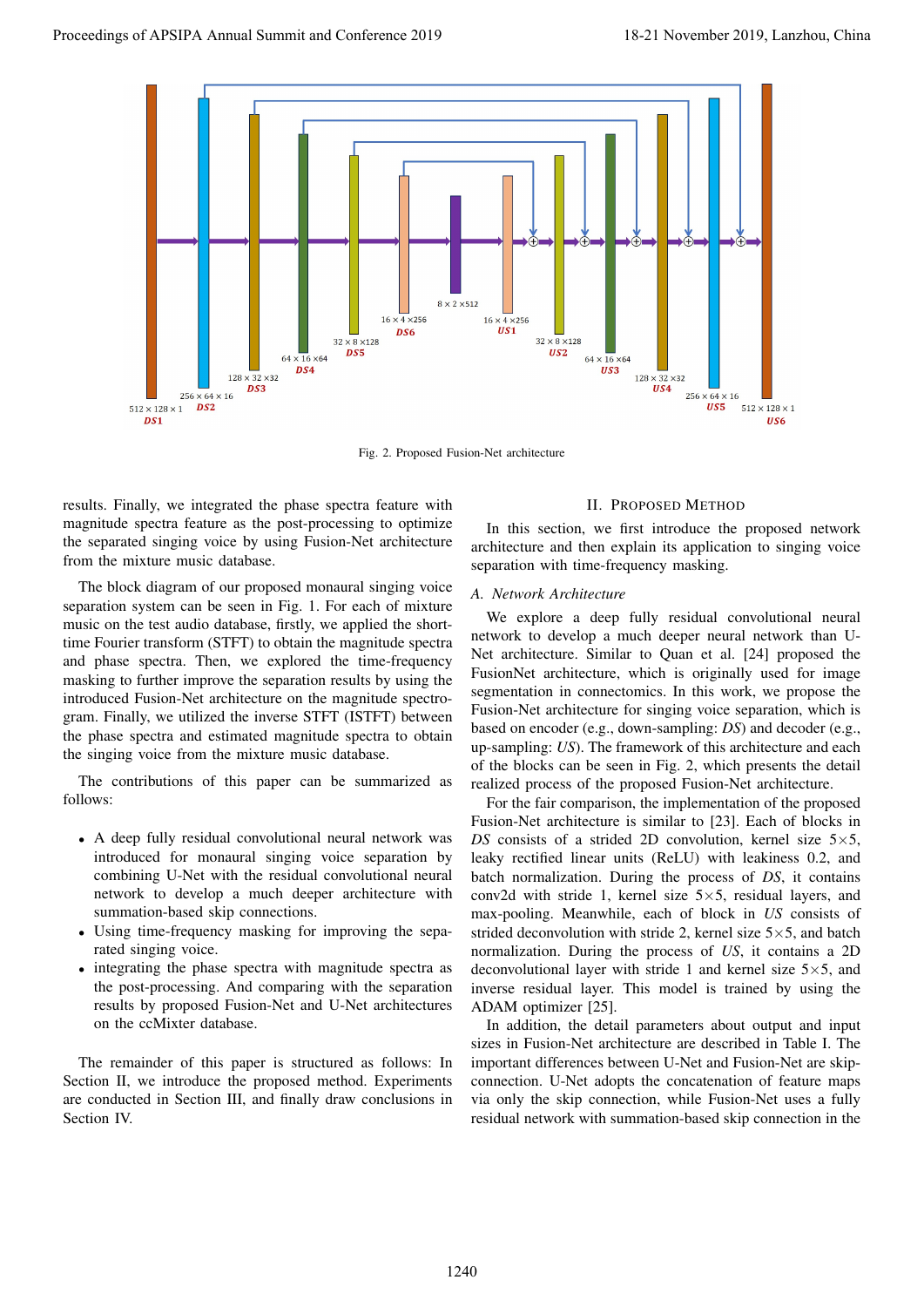Fig. 2. Proposed Fusion-Net architecture

results. Finally, we integrated the phase spectra feature with magnitude spectra feature as the post-processing to optimize the separated singing voice by using Fusion-Net architecture from the mixture music database.

The block diagram of our proposed monaural singing voice separation system can be seen in Fig. 1. For each of mixture music on the test audio database, firstly, we applied the short-time Fourier transform (STFT) to obtain the magnitude spectra and phase spectra. Then, we explored the time-frequency masking to further improve the separation results by using the introduced Fusion-Net architecture on the magnitude spectrogram. Finally, we utilized the inverse STFT (ISTFT) between the phase spectra and estimated magnitude spectra to obtain the singing voice from the mixture music database.

The contributions of this paper can be summarized as follows:

- A deep fully residual convolutional neural network was introduced for monaural singing voice separation by combining U-Net with the residual convolutional neural network to develop a much deeper architecture with summation-based skip connections.
- Using time-frequency masking for improving the separated singing voice.
- integrating the phase spectra with magnitude spectra as the post-processing. And comparing with the separation results by proposed Fusion-Net and U-Net architectures on the ccMixter database.

The remainder of this paper is structured as follows: In Section II, we introduce the proposed method. Experiments are conducted in Section III, and finally draw conclusions in Section IV.

## II. Proposed Method

In this section, we first introduce the proposed network architecture and then explain its application to singing voice separation with time-frequency masking.

### A. Network Architecture

We explore a deep fully residual convolutional neural network to develop a much deeper neural network than U-Net architecture. Similar to Quan et al. [24] proposed the FusionNet architecture, which is originally used for image segmentation in connectomics. In this work, we propose the Fusion-Net architecture for singing voice separation, which is based on encoder (e.g., down-sampling: *DS*) and decoder (e.g., up-sampling: *US*). The framework of this architecture and each of the blocks can be seen in Fig. 2, which presents the detail realized process of the proposed Fusion-Net architecture.

For the fair comparison, the implementation of the proposed Fusion-Net architecture is similar to [23]. Each of blocks in *DS* consists of a strided 2D convolution, kernel size 5×5, leaky rectified linear units (ReLU) with leakiness 0.2, and batch normalization. During the process of *DS*, it contains conv2d with stride 1, kernel size 5×5, residual layers, and max-pooling. Meanwhile, each of block in *US* consists of strided deconvolution with stride 2, kernel size 5×5, and batch normalization. During the process of *US*, it contains a 2D deconvolutional layer with stride 1 and kernel size 5×5, and inverse residual layer. This model is trained by using the ADAM optimizer [25].

In addition, the detail parameters about output and input sizes in Fusion-Net architecture are described in Table I. The important differences between U-Net and Fusion-Net are skip-connection. U-Net adopts the concatenation of feature maps via only the skip connection, while Fusion-Net uses a fully residual network with summation-based skip connection in the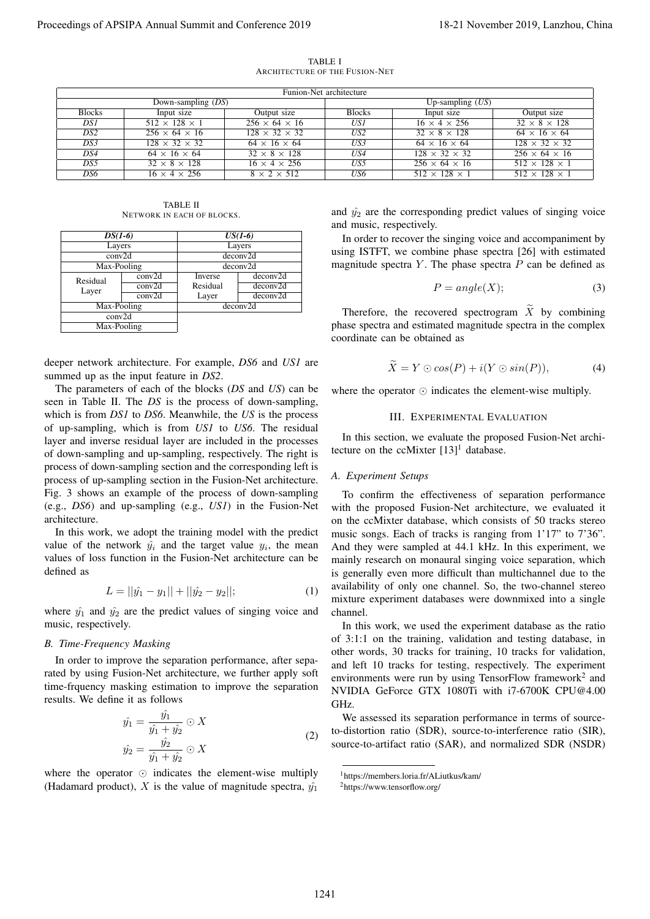TABLE I
ARCHITECTURE OF THE FUSION-NET

| Funion-Net architecture | | | | | |
|---|---|---|---|---|---|
| Down-sampling (*DS*) | | | Up-sampling (*US*) | | |
| Blocks | Input size | Output size | Blocks | Input size | Output size |
| *DS1* | $512 \times 128 \times 1$ | $256 \times 64 \times 16$ | *US1* | $16 \times 4 \times 256$ | $32 \times 8 \times 128$ |
| *DS2* | $256 \times 64 \times 16$ | $128 \times 32 \times 32$ | *US2* | $32 \times 8 \times 128$ | $64 \times 16 \times 64$ |
| *DS3* | $128 \times 32 \times 32$ | $64 \times 16 \times 64$ | *US3* | $64 \times 16 \times 64$ | $128 \times 32 \times 32$ |
| *DS4* | $64 \times 16 \times 64$ | $32 \times 8 \times 128$ | *US4* | $128 \times 32 \times 32$ | $256 \times 64 \times 16$ |
| *DS5* | $32 \times 8 \times 128$ | $16 \times 4 \times 256$ | *US5* | $256 \times 64 \times 16$ | $512 \times 128 \times 1$ |
| *DS6* | $16 \times 4 \times 256$ | $8 \times 2 \times 512$ | *US6* | $512 \times 128 \times 1$ | $512 \times 128 \times 1$ |

TABLE II
NETWORK IN EACH OF BLOCKS.

| *DS(1-6)* | | *US(1-6)* | |
|---|---|---|---|
| Layers | | Layers | |
| conv2d | | deconv2d | |
| Max-Pooling | | deconv2d | |
| Residual Layer | conv2d | Inverse Residual Layer | deconv2d |
| | conv2d | | deconv2d |
| | conv2d | | deconv2d |
| Max-Pooling | | deconv2d | |
| conv2d | | | |
| Max-Pooling | | | |

deeper network architecture. For example, *DS6* and *US1* are summed up as the input feature in *DS2*.

The parameters of each of the blocks (*DS* and *US*) can be seen in Table II. The *DS* is the process of down-sampling, which is from *DS1* to *DS6*. Meanwhile, the *US* is the process of up-sampling, which is from *US1* to *US6*. The residual layer and inverse residual layer are included in the processes of down-sampling and up-sampling, respectively. The right is process of down-sampling section and the corresponding left is process of up-sampling section in the Fusion-Net architecture. Fig. 3 shows an example of the process of down-sampling (e.g., *DS6*) and up-sampling (e.g., *US1*) in the Fusion-Net architecture.

In this work, we adopt the training model with the predict value of the network $\hat{y_i}$ and the target value $y_i$, the mean values of loss function in the Fusion-Net architecture can be defined as

$$L = ||\hat{y_1} - y_1|| + ||\hat{y_2} - y_2||; \tag{1}$$

where $\hat{y_1}$ and $\hat{y_2}$ are the predict values of singing voice and music, respectively.

### B. Time-Frequency Masking

In order to improve the separation performance, after separated by using Fusion-Net architecture, we further apply soft time-frquency masking estimation to improve the separation results. We define it as follows

$$\begin{aligned} \hat{y_1} &= \frac{\hat{y_1}}{\hat{y_1} + \hat{y_2}} \odot X \\ \hat{y_2} &= \frac{\hat{y_2}}{\hat{y_1} + \hat{y_2}} \odot X \end{aligned} \tag{2}$$

where the operator $\odot$ indicates the element-wise multiply (Hadamard product), $X$ is the value of magnitude spectra, $\hat{y_1}$ and $\hat{y_2}$ are the corresponding predict values of singing voice and music, respectively.

In order to recover the singing voice and accompaniment by using ISTFT, we combine phase spectra [26] with estimated magnitude spectra $Y$. The phase spectra $P$ can be defined as

$$P = angle(X); \tag{3}$$

Therefore, the recovered spectrogram $\widetilde{X}$ by combining phase spectra and estimated magnitude spectra in the complex coordinate can be obtained as

$$\widetilde{X} = Y \odot cos(P) + i(Y \odot sin(P)), \tag{4}$$

where the operator $\odot$ indicates the element-wise multiply.

## III. EXPERIMENTAL EVALUATION

In this section, we evaluate the proposed Fusion-Net architecture on the ccMixter [13][1] database.

### A. Experiment Setups

To confirm the effectiveness of separation performance with the proposed Fusion-Net architecture, we evaluated it on the ccMixter database, which consists of 50 tracks stereo music songs. Each of tracks is ranging from 1'17" to 7'36". And they were sampled at 44.1 kHz. In this experiment, we mainly research on monaural singing voice separation, which is generally even more difficult than multichannel due to the availability of only one channel. So, the two-channel stereo mixture experiment databases were downmixed into a single channel.

In this work, we used the experiment database as the ratio of 3:1:1 on the training, validation and testing database, in other words, 30 tracks for training, 10 tracks for validation, and left 10 tracks for testing, respectively. The experiment environments were run by using TensorFlow framework[2] and NVIDIA GeForce GTX 1080Ti with i7-6700K CPU@4.00 GHz.

We assessed its separation performance in terms of source-to-distortion ratio (SDR), source-to-interference ratio (SIR), source-to-artifact ratio (SAR), and normalized SDR (NSDR)

[1] https://members.loria.fr/ALiutkus/kam/

[2] https://www.tensorflow.org/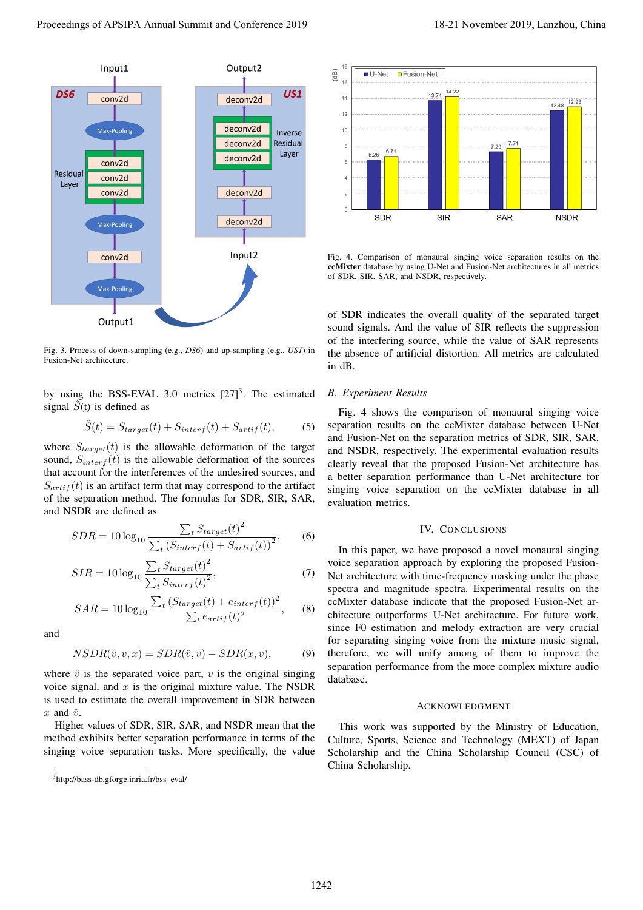Fig. 3. Process of down-sampling (e.g., *DS6*) and up-sampling (e.g., *US1*) in Fusion-Net architecture.

by using the BSS-EVAL 3.0 metrics [27][3]. The estimated signal $\hat{S}(t)$ is defined as

$$\hat{S}(t) = S_{target}(t) + S_{interf}(t) + S_{artif}(t), \tag{5}$$

where $S_{target}(t)$ is the allowable deformation of the target sound, $S_{interf}(t)$ is the allowable deformation of the sources that account for the interferences of the undesired sources, and $S_{artif}(t)$ is an artifact term that may correspond to the artifact of the separation method. The formulas for SDR, SIR, SAR, and NSDR are defined as

$$SDR = 10\log_{10}\frac{\sum_t S_{target}(t)^2}{\sum_t (S_{interf}(t) + S_{artif}(t))^2}, \tag{6}$$

$$SIR = 10\log_{10}\frac{\sum_t S_{target}(t)^2}{\sum_t S_{interf}(t)^2}, \tag{7}$$

$$SAR = 10\log_{10}\frac{\sum_t (S_{target}(t) + e_{interf}(t))^2}{\sum_t e_{artif}(t)^2}, \tag{8}$$

and

$$NSDR(\hat{v}, v, x) = SDR(\hat{v}, v) - SDR(x, v), \tag{9}$$

where $\hat{v}$ is the separated voice part, $v$ is the original singing voice signal, and $x$ is the original mixture value. The NSDR is used to estimate the overall improvement in SDR between $x$ and $\hat{v}$.

Higher values of SDR, SIR, SAR, and NSDR mean that the method exhibits better separation performance in terms of the singing voice separation tasks. More specifically, the value of SDR indicates the overall quality of the separated target sound signals. And the value of SIR reflects the suppression of the interfering source, while the value of SAR represents the absence of artificial distortion. All metrics are calculated in dB.

[3]http://bass-db.gforge.inria.fr/bss_eval/

Fig. 4. Comparison of monaural singing voice separation results on the **ccMixter** database by using U-Net and Fusion-Net architectures in all metrics of SDR, SIR, SAR, and NSDR, respectively.

### B. Experiment Results

Fig. 4 shows the comparison of monaural singing voice separation results on the ccMixter database between U-Net and Fusion-Net on the separation metrics of SDR, SIR, SAR, and NSDR, respectively. The experimental evaluation results clearly reveal that the proposed Fusion-Net architecture has a better separation performance than U-Net architecture for singing voice separation on the ccMixter database in all evaluation metrics.

## IV. Conclusions

In this paper, we have proposed a novel monaural singing voice separation approach by exploring the proposed Fusion-Net architecture with time-frequency masking under the phase spectra and magnitude spectra. Experimental results on the ccMixter database indicate that the proposed Fusion-Net architecture outperforms U-Net architecture. For future work, since F0 estimation and melody extraction are very crucial for separating singing voice from the mixture music signal, therefore, we will unify among of them to improve the separation performance from the more complex mixture audio database.

## Acknowledgment

This work was supported by the Ministry of Education, Culture, Sports, Science and Technology (MEXT) of Japan Scholarship and the China Scholarship Council (CSC) of China Scholarship.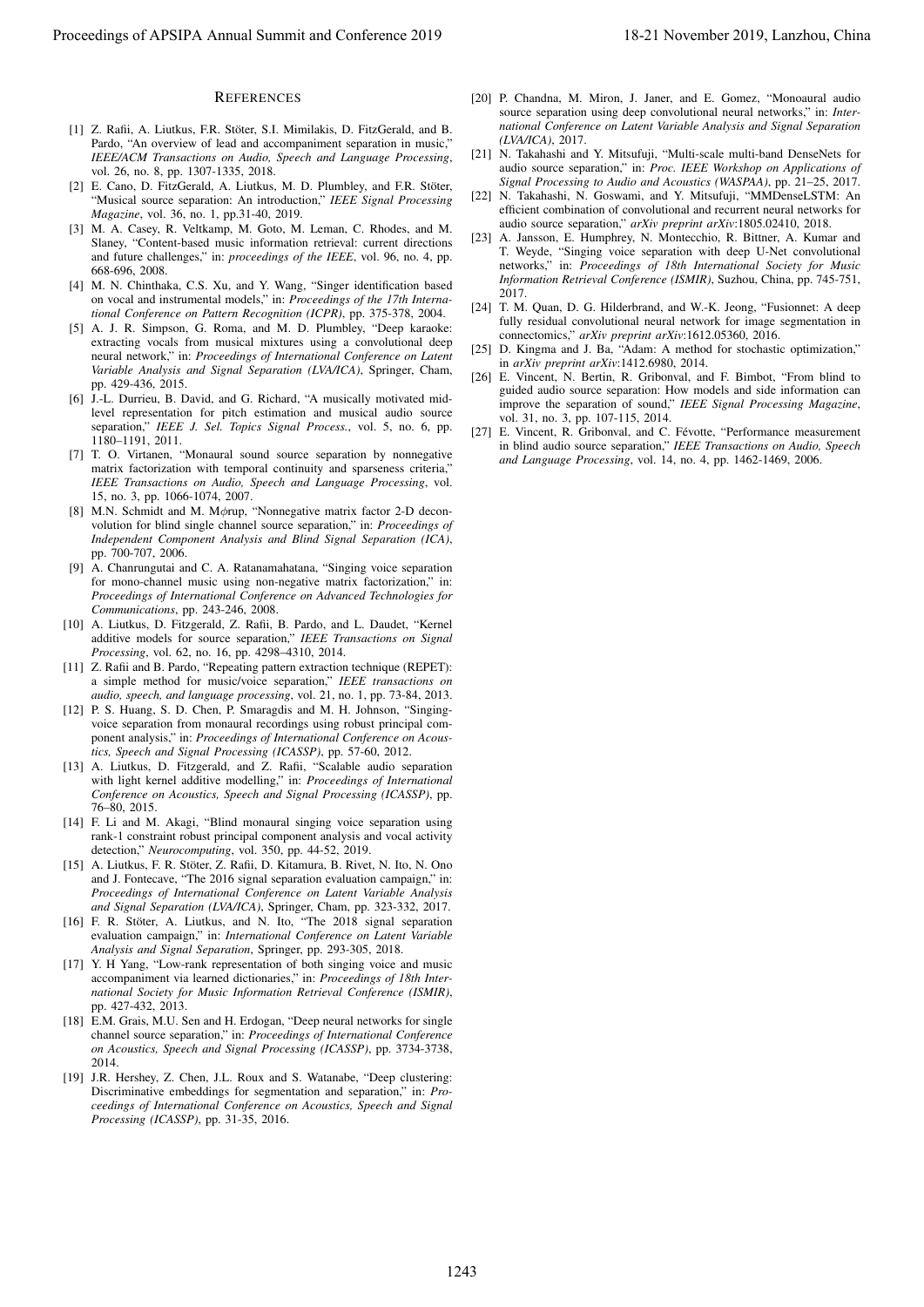## References

[1] Z. Rafii, A. Liutkus, F.R. Stöter, S.I. Mimilakis, D. FitzGerald, and B. Pardo, "An overview of lead and accompaniment separation in music," *IEEE/ACM Transactions on Audio, Speech and Language Processing*, vol. 26, no. 8, pp. 1307-1335, 2018.

[2] E. Cano, D. FitzGerald, A. Liutkus, M. D. Plumbley, and F.R. Stöter, "Musical source separation: An introduction," *IEEE Signal Processing Magazine*, vol. 36, no. 1, pp.31-40, 2019.

[3] M. A. Casey, R. Veltkamp, M. Goto, M. Leman, C. Rhodes, and M. Slaney, "Content-based music information retrieval: current directions and future challenges," in: *proceedings of the IEEE*, vol. 96, no. 4, pp. 668-696, 2008.

[4] M. N. Chinthaka, C.S. Xu, and Y. Wang, "Singer identification based on vocal and instrumental models," in: *Proceedings of the 17th International Conference on Pattern Recognition (ICPR)*, pp. 375-378, 2004.

[5] A. J. R. Simpson, G. Roma, and M. D. Plumbley, "Deep karaoke: extracting vocals from musical mixtures using a convolutional deep neural network," in: *Proceedings of International Conference on Latent Variable Analysis and Signal Separation (LVA/ICA)*, Springer, Cham, pp. 429-436, 2015.

[6] J.-L. Durrieu, B. David, and G. Richard, "A musically motivated mid-level representation for pitch estimation and musical audio source separation," *IEEE J. Sel. Topics Signal Process.*, vol. 5, no. 6, pp. 1180–1191, 2011.

[7] T. O. Virtanen, "Monaural sound source separation by nonnegative matrix factorization with temporal continuity and sparseness criteria," *IEEE Transactions on Audio, Speech and Language Processing*, vol. 15, no. 3, pp. 1066-1074, 2007.

[8] M.N. Schmidt and M. M$\phi$rup, "Nonnegative matrix factor 2-D deconvolution for blind single channel source separation," in: *Proceedings of Independent Component Analysis and Blind Signal Separation (ICA)*, pp. 700-707, 2006.

[9] A. Chanrungutai and C. A. Ratanamahatana, "Singing voice separation for mono-channel music using non-negative matrix factorization," in: *Proceedings of International Conference on Advanced Technologies for Communications*, pp. 243-246, 2008.

[10] A. Liutkus, D. Fitzgerald, Z. Rafii, B. Pardo, and L. Daudet, "Kernel additive models for source separation," *IEEE Transactions on Signal Processing*, vol. 62, no. 16, pp. 4298–4310, 2014.

[11] Z. Rafii and B. Pardo, "Repeating pattern extraction technique (REPET): a simple method for music/voice separation," *IEEE transactions on audio, speech, and language processing*, vol. 21, no. 1, pp. 73-84, 2013.

[12] P. S. Huang, S. D. Chen, P. Smaragdis and M. H. Johnson, "Singing-voice separation from monaural recordings using robust principal component analysis," in: *Proceedings of International Conference on Acoustics, Speech and Signal Processing (ICASSP)*, pp. 57-60, 2012.

[13] A. Liutkus, D. Fitzgerald, and Z. Rafii, "Scalable audio separation with light kernel additive modelling," in: *Proceedings of International Conference on Acoustics, Speech and Signal Processing (ICASSP)*, pp. 76–80, 2015.

[14] F. Li and M. Akagi, "Blind monaural singing voice separation using rank-1 constraint robust principal component analysis and vocal activity detection," *Neurocomputing*, vol. 350, pp. 44-52, 2019.

[15] A. Liutkus, F. R. Stöter, Z. Rafii, D. Kitamura, B. Rivet, N. Ito, N. Ono and J. Fontecave, "The 2016 signal separation evaluation campaign," in: *Proceedings of International Conference on Latent Variable Analysis and Signal Separation (LVA/ICA)*, Springer, Cham, pp. 323-332, 2017.

[16] F. R. Stöter, A. Liutkus, and N. Ito, "The 2018 signal separation evaluation campaign," in: *International Conference on Latent Variable Analysis and Signal Separation*, Springer, pp. 293-305, 2018.

[17] Y. H Yang, "Low-rank representation of both singing voice and music accompaniment via learned dictionaries," in: *Proceedings of 18th International Society for Music Information Retrieval Conference (ISMIR)*, pp. 427-432, 2013.

[18] E.M. Grais, M.U. Sen and H. Erdogan, "Deep neural networks for single channel source separation," in: *Proceedings of International Conference on Acoustics, Speech and Signal Processing (ICASSP)*, pp. 3734-3738, 2014.

[19] J.R. Hershey, Z. Chen, J.L. Roux and S. Watanabe, "Deep clustering: Discriminative embeddings for segmentation and separation," in: *Proceedings of International Conference on Acoustics, Speech and Signal Processing (ICASSP)*, pp. 31-35, 2016.

[20] P. Chandna, M. Miron, J. Janer, and E. Gomez, "Monoaural audio source separation using deep convolutional neural networks," in: *International Conference on Latent Variable Analysis and Signal Separation (LVA/ICA)*, 2017.

[21] N. Takahashi and Y. Mitsufuji, "Multi-scale multi-band DenseNets for audio source separation," in: *Proc. IEEE Workshop on Applications of Signal Processing to Audio and Acoustics (WASPAA)*, pp. 21–25, 2017.

[22] N. Takahashi, N. Goswami, and Y. Mitsufuji, "MMDenseLSTM: An efficient combination of convolutional and recurrent neural networks for audio source separation," *arXiv preprint arXiv*:1805.02410, 2018.

[23] A. Jansson, E. Humphrey, N. Montecchio, R. Bittner, A. Kumar and T. Weyde, "Singing voice separation with deep U-Net convolutional networks," in: *Proceedings of 18th International Society for Music Information Retrieval Conference (ISMIR)*, Suzhou, China, pp. 745-751, 2017.

[24] T. M. Quan, D. G. Hilderbrand, and W.-K. Jeong, "Fusionnet: A deep fully residual convolutional neural network for image segmentation in connectomics," *arXiv preprint arXiv*:1612.05360, 2016.

[25] D. Kingma and J. Ba, "Adam: A method for stochastic optimization," in *arXiv preprint arXiv*:1412.6980, 2014.

[26] E. Vincent, N. Bertin, R. Gribonval, and F. Bimbot, "From blind to guided audio source separation: How models and side information can improve the separation of sound," *IEEE Signal Processing Magazine*, vol. 31, no. 3, pp. 107-115, 2014.

[27] E. Vincent, R. Gribonval, and C. Févotte, "Performance measurement in blind audio source separation," *IEEE Transactions on Audio, Speech and Language Processing*, vol. 14, no. 4, pp. 1462-1469, 2006.